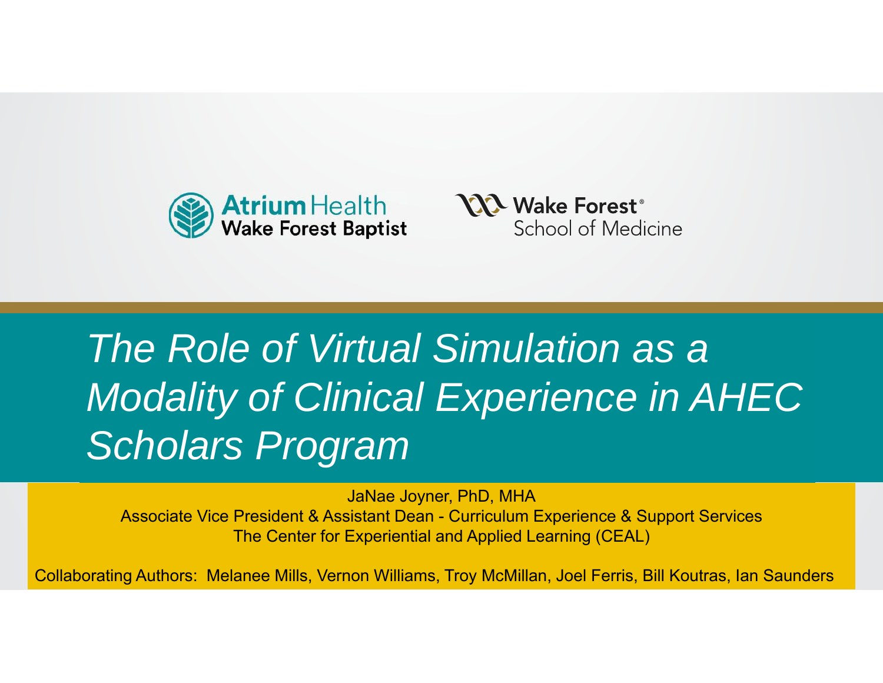Atrium Health
Wake Forest Baptist

Wake Forest®
School of Medicine

# *The Role of Virtual Simulation as a Modality of Clinical Experience in AHEC Scholars Program*

JaNae Joyner, PhD, MHA
Associate Vice President & Assistant Dean - Curriculum Experience & Support Services
The Center for Experiential and Applied Learning (CEAL)

Collaborating Authors: Melanee Mills, Vernon Williams, Troy McMillan, Joel Ferris, Bill Koutras, Ian Saunders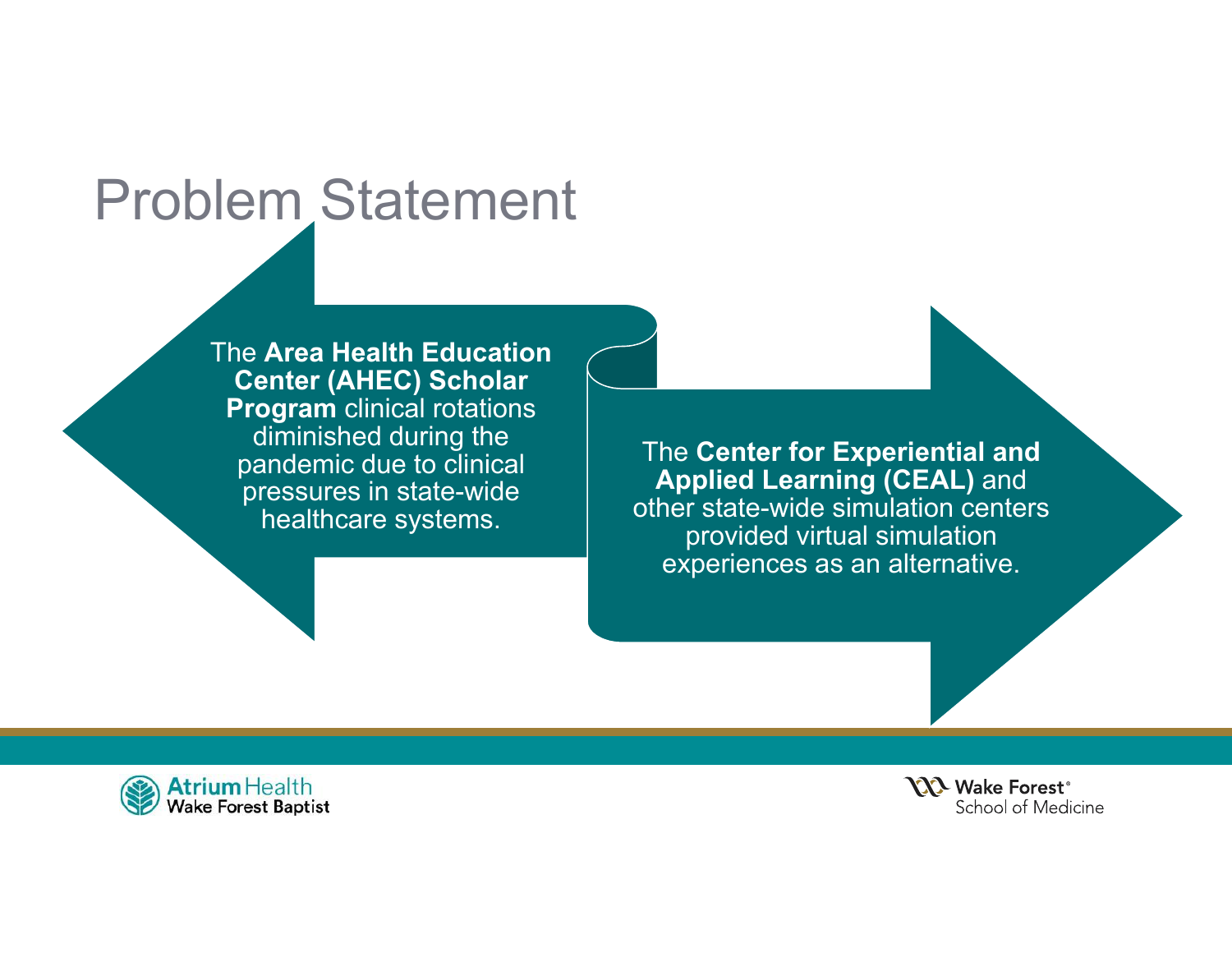# Problem Statement

The **Area Health Education Center (AHEC) Scholar Program** clinical rotations diminished during the pandemic due to clinical pressures in state-wide healthcare systems.

The **Center for Experiential and Applied Learning (CEAL)** and other state-wide simulation centers provided virtual simulation experiences as an alternative.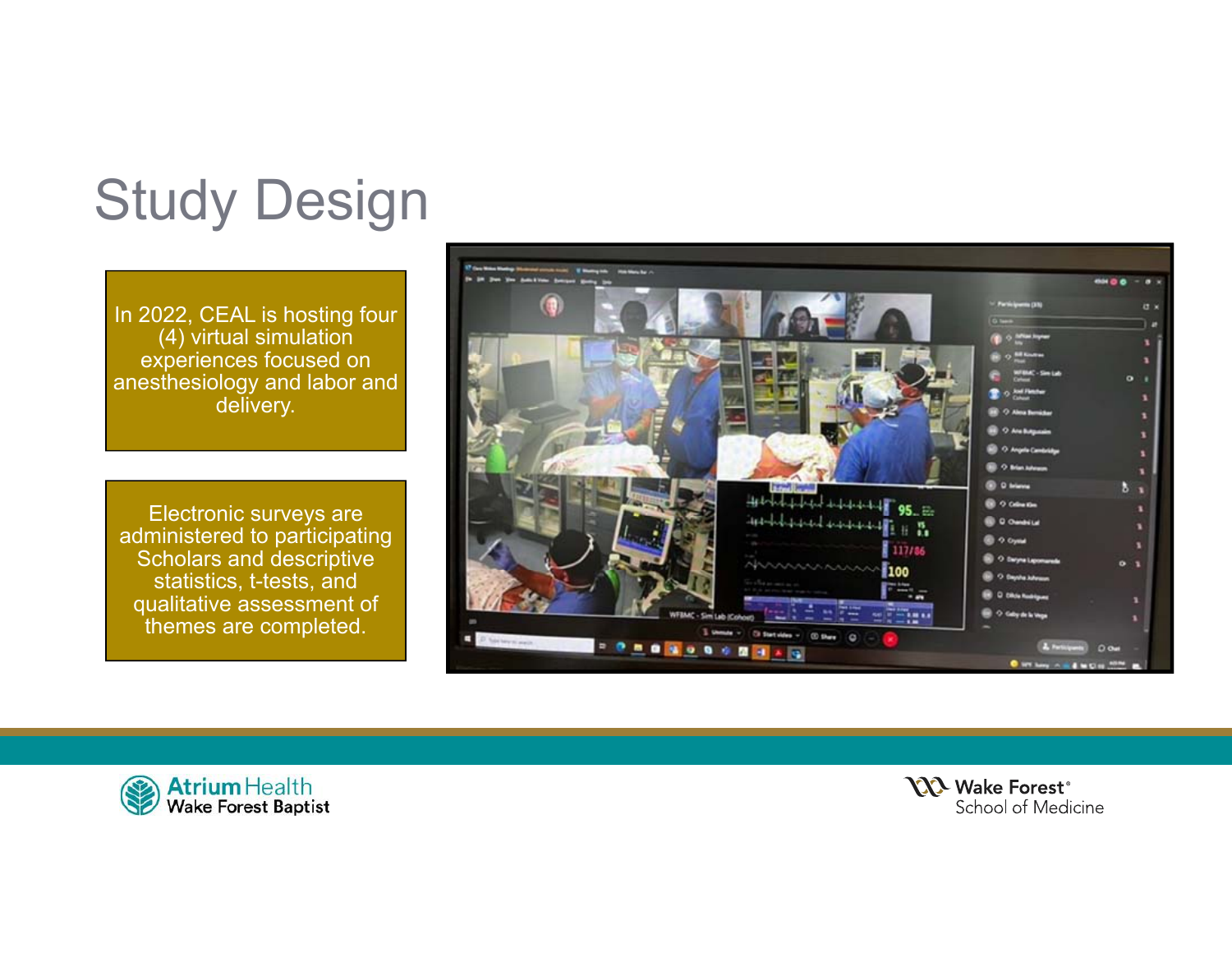# Study Design

In 2022, CEAL is hosting four (4) virtual simulation experiences focused on anesthesiology and labor and delivery.

Electronic surveys are administered to participating Scholars and descriptive statistics, t-tests, and qualitative assessment of themes are completed.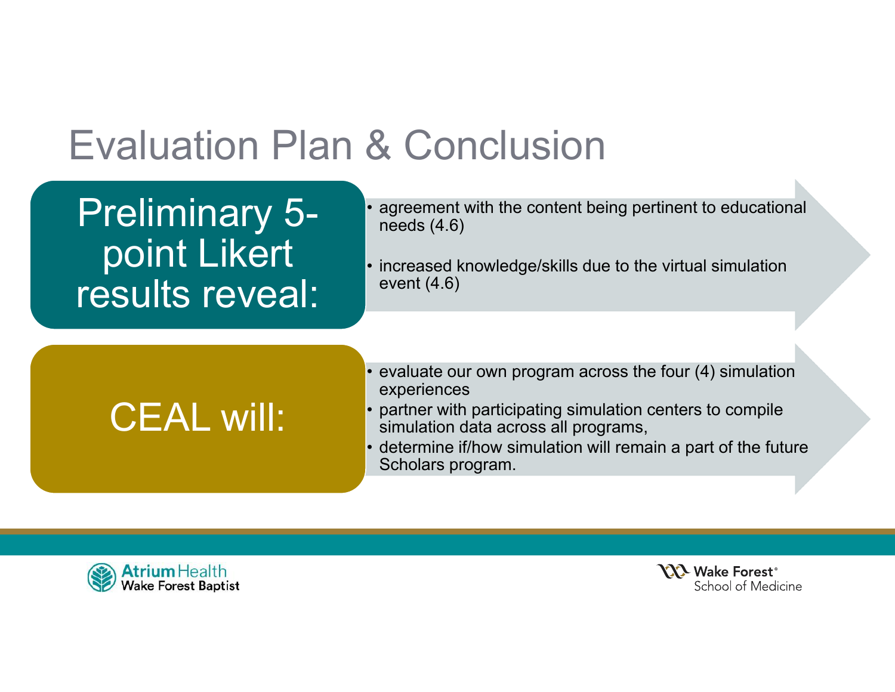# Evaluation Plan & Conclusion

**Preliminary 5-point Likert results reveal:**

- agreement with the content being pertinent to educational needs (4.6)
- increased knowledge/skills due to the virtual simulation event (4.6)

**CEAL will:**

- evaluate our own program across the four (4) simulation experiences
- partner with participating simulation centers to compile simulation data across all programs,
- determine if/how simulation will remain a part of the future Scholars program.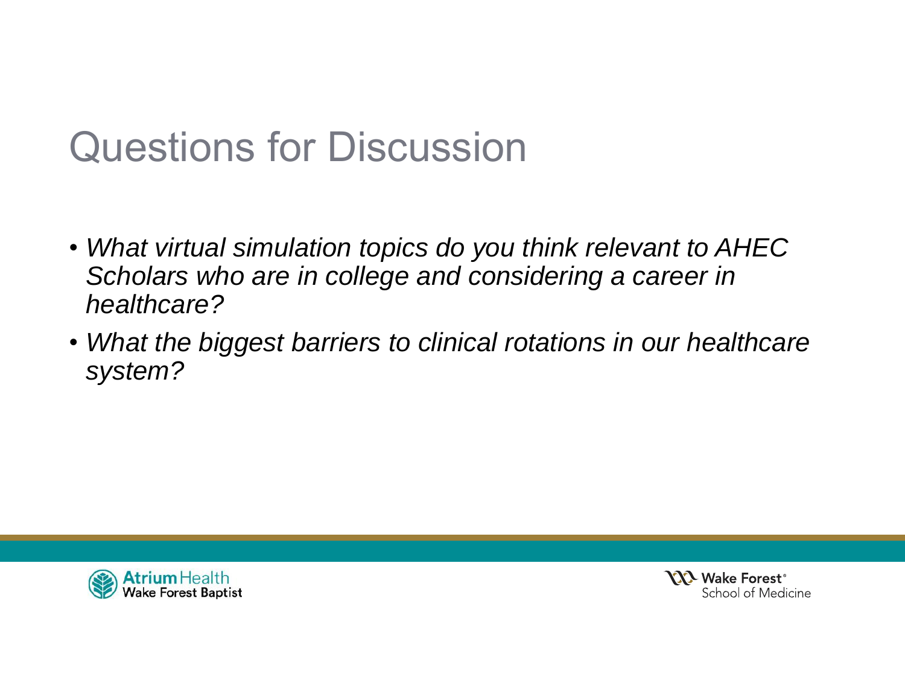# Questions for Discussion

- *What virtual simulation topics do you think relevant to AHEC Scholars who are in college and considering a career in healthcare?*
- *What the biggest barriers to clinical rotations in our healthcare system?*